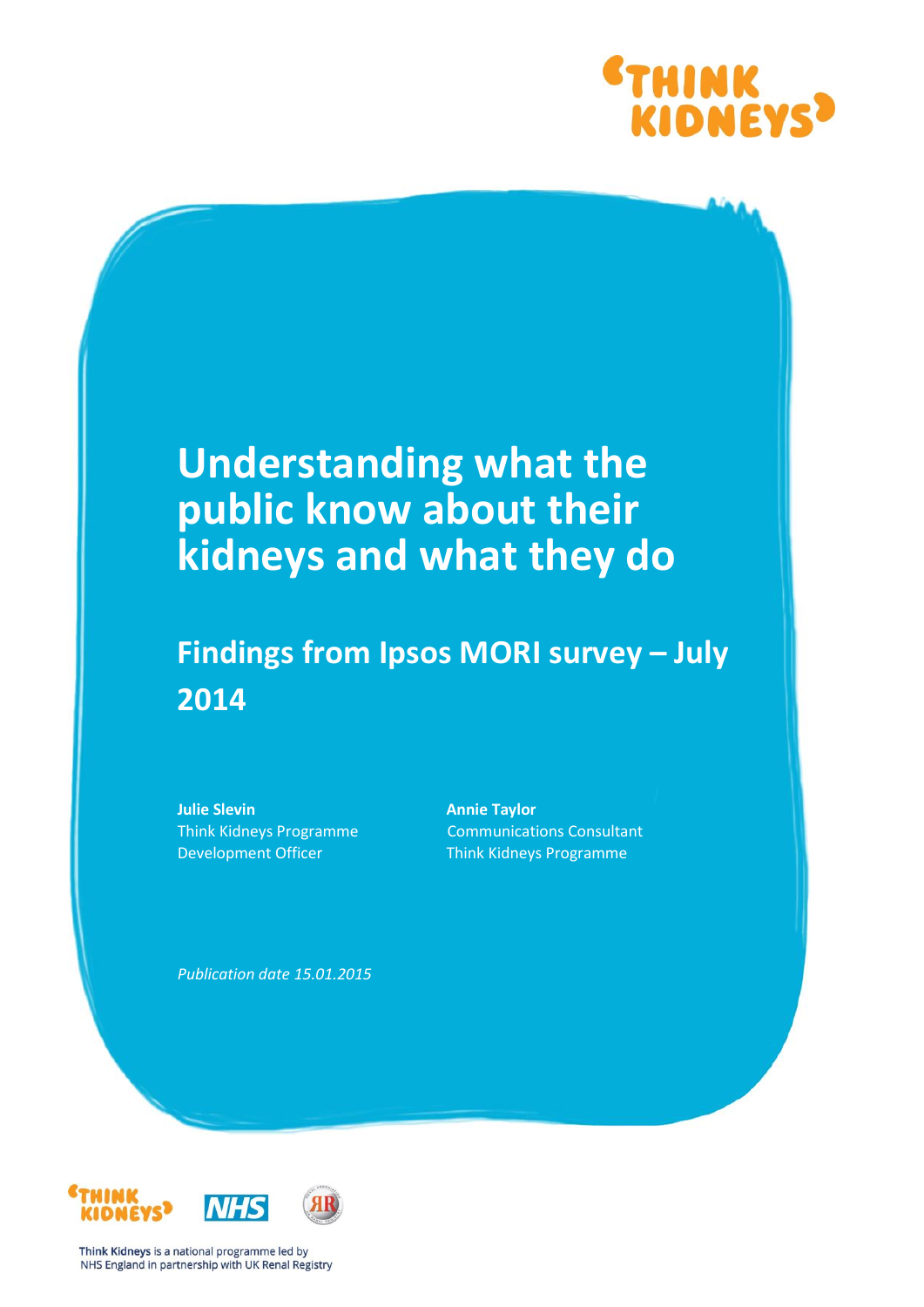# Understanding what the public know about their kidneys and what they do

## Findings from Ipsos MORI survey – July 2014

**Julie Slevin**
Think Kidneys Programme Development Officer

**Annie Taylor**
Communications Consultant
Think Kidneys Programme

*Publication date 15.01.2015*

**Think Kidneys** is a national programme led by NHS England in partnership with UK Renal Registry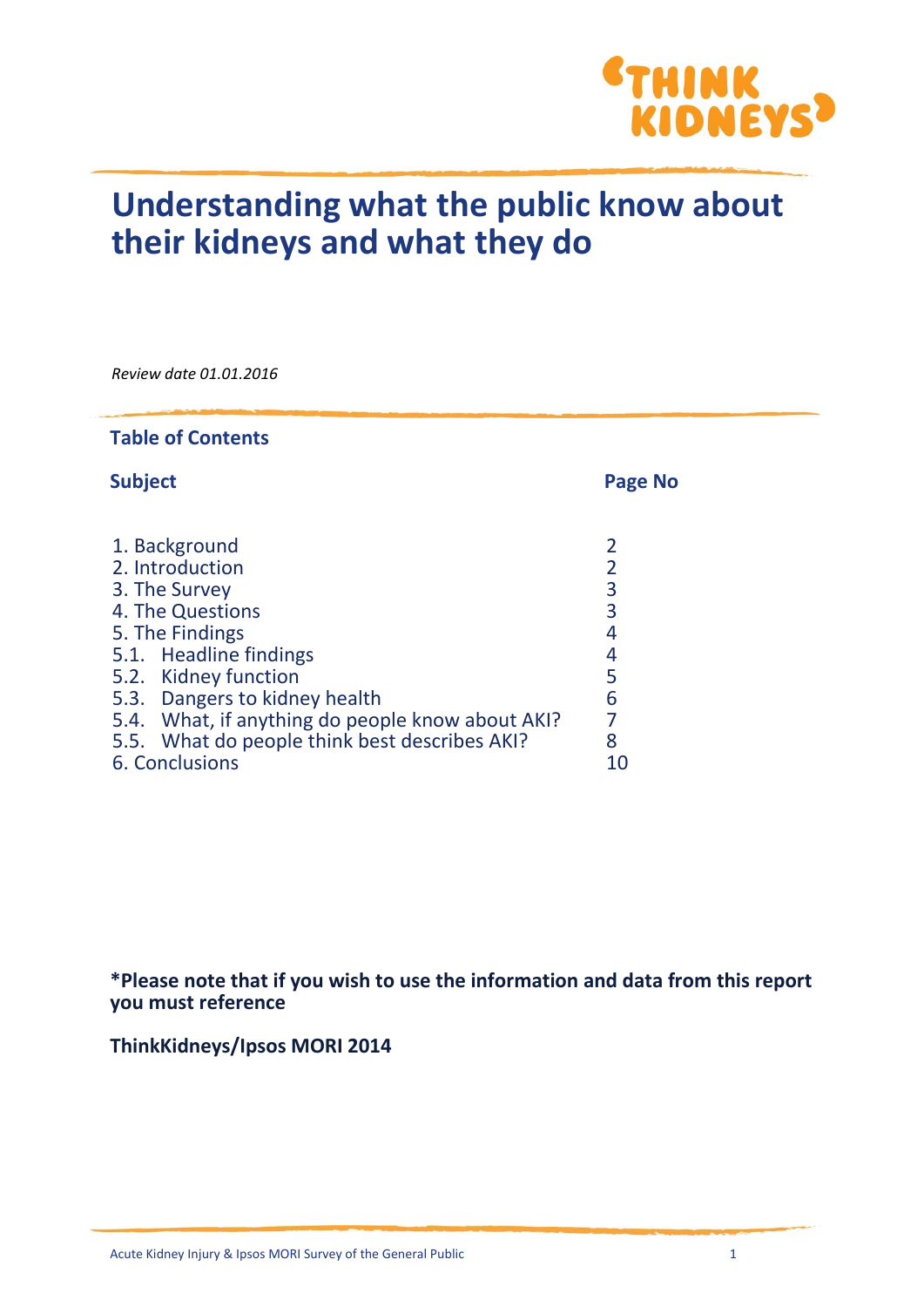# Understanding what the public know about their kidneys and what they do

*Review date 01.01.2016*

## Table of Contents

| Subject | Page No |
|---|---|
| 1. Background | 2 |
| 2. Introduction | 2 |
| 3. The Survey | 3 |
| 4. The Questions | 3 |
| 5. The Findings | 4 |
| 5.1. Headline findings | 4 |
| 5.2. Kidney function | 5 |
| 5.3. Dangers to kidney health | 6 |
| 5.4. What, if anything do people know about AKI? | 7 |
| 5.5. What do people think best describes AKI? | 8 |
| 6. Conclusions | 10 |

**\*Please note that if you wish to use the information and data from this report you must reference**

**ThinkKidneys/Ipsos MORI 2014**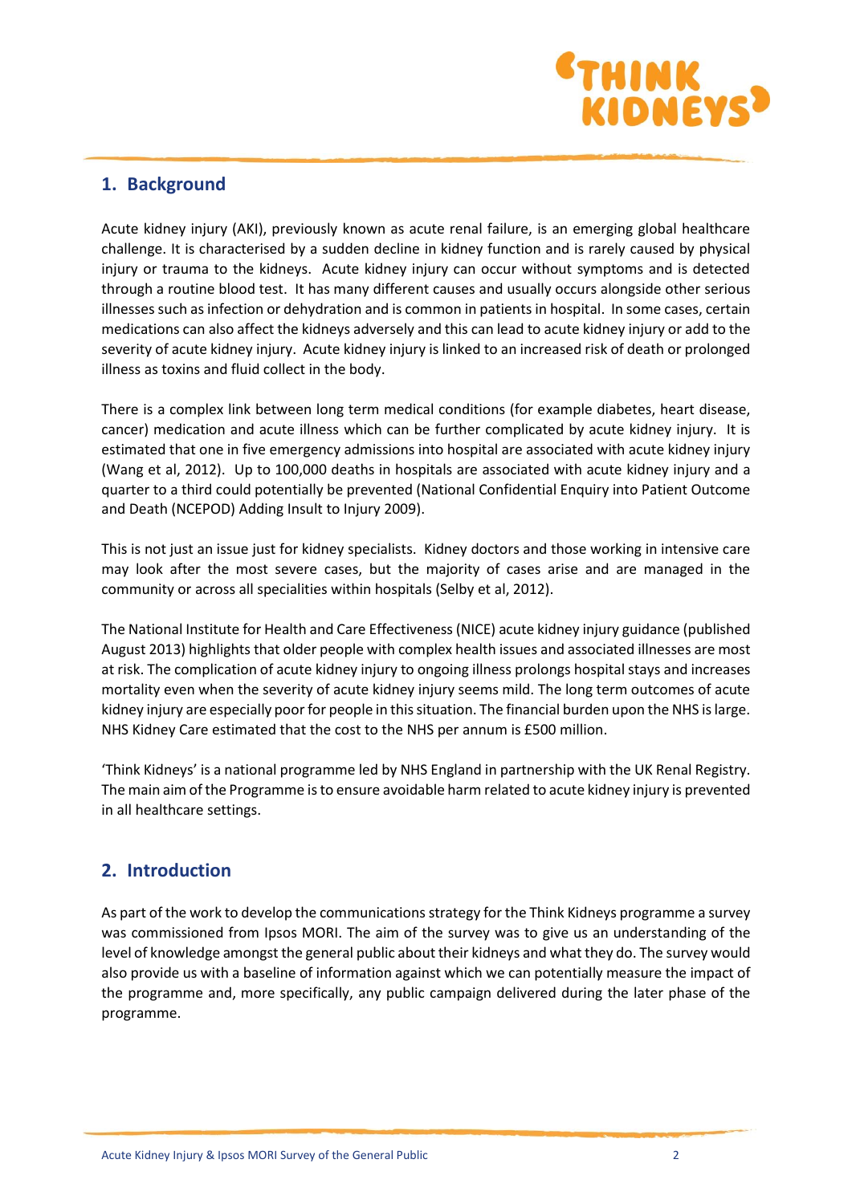## 1. Background

Acute kidney injury (AKI), previously known as acute renal failure, is an emerging global healthcare challenge. It is characterised by a sudden decline in kidney function and is rarely caused by physical injury or trauma to the kidneys. Acute kidney injury can occur without symptoms and is detected through a routine blood test. It has many different causes and usually occurs alongside other serious illnesses such as infection or dehydration and is common in patients in hospital. In some cases, certain medications can also affect the kidneys adversely and this can lead to acute kidney injury or add to the severity of acute kidney injury. Acute kidney injury is linked to an increased risk of death or prolonged illness as toxins and fluid collect in the body.

There is a complex link between long term medical conditions (for example diabetes, heart disease, cancer) medication and acute illness which can be further complicated by acute kidney injury. It is estimated that one in five emergency admissions into hospital are associated with acute kidney injury (Wang et al, 2012). Up to 100,000 deaths in hospitals are associated with acute kidney injury and a quarter to a third could potentially be prevented (National Confidential Enquiry into Patient Outcome and Death (NCEPOD) Adding Insult to Injury 2009).

This is not just an issue just for kidney specialists. Kidney doctors and those working in intensive care may look after the most severe cases, but the majority of cases arise and are managed in the community or across all specialities within hospitals (Selby et al, 2012).

The National Institute for Health and Care Effectiveness (NICE) acute kidney injury guidance (published August 2013) highlights that older people with complex health issues and associated illnesses are most at risk. The complication of acute kidney injury to ongoing illness prolongs hospital stays and increases mortality even when the severity of acute kidney injury seems mild. The long term outcomes of acute kidney injury are especially poor for people in this situation. The financial burden upon the NHS is large. NHS Kidney Care estimated that the cost to the NHS per annum is £500 million.

'Think Kidneys' is a national programme led by NHS England in partnership with the UK Renal Registry. The main aim of the Programme is to ensure avoidable harm related to acute kidney injury is prevented in all healthcare settings.

## 2. Introduction

As part of the work to develop the communications strategy for the Think Kidneys programme a survey was commissioned from Ipsos MORI. The aim of the survey was to give us an understanding of the level of knowledge amongst the general public about their kidneys and what they do. The survey would also provide us with a baseline of information against which we can potentially measure the impact of the programme and, more specifically, any public campaign delivered during the later phase of the programme.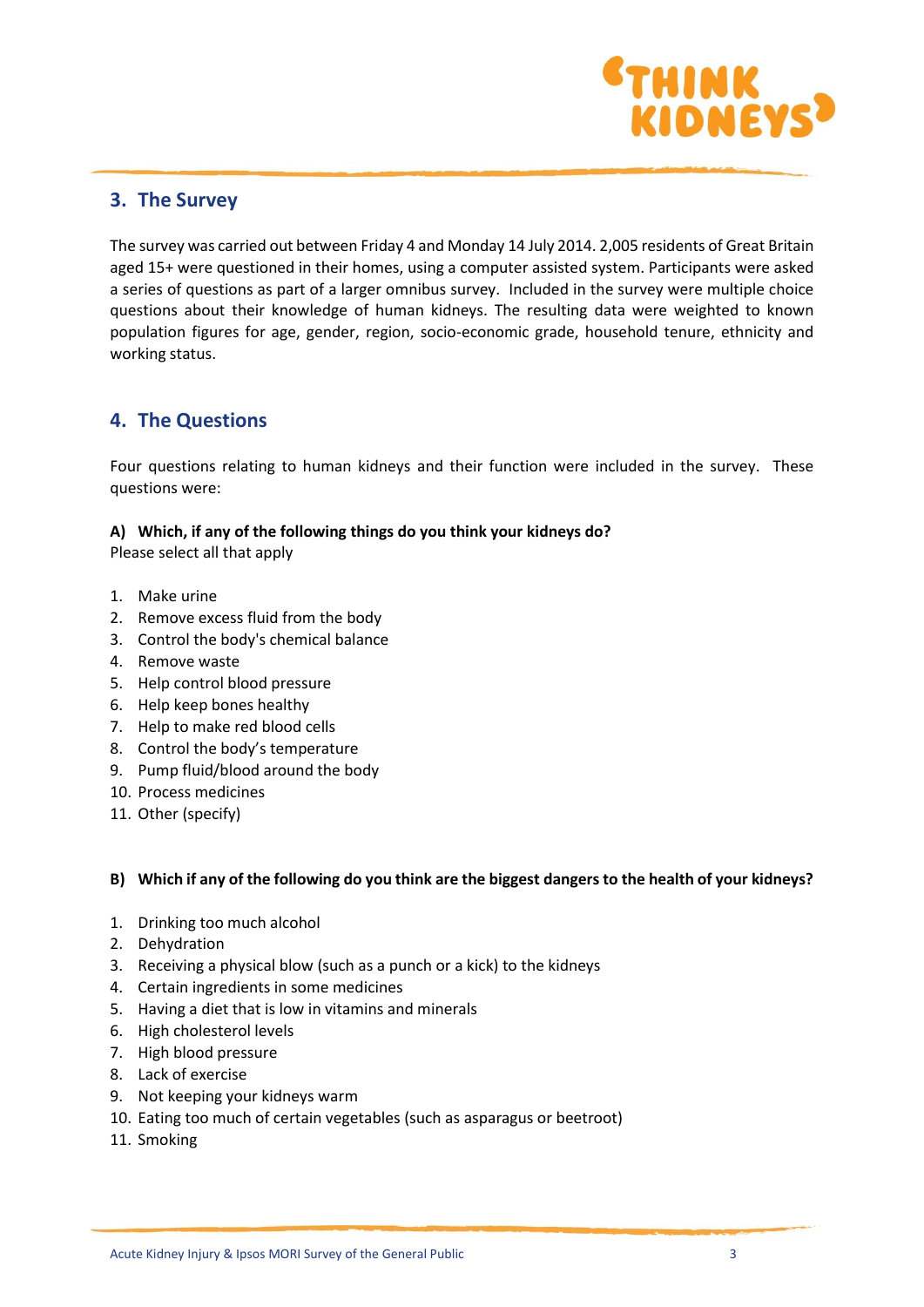## 3. The Survey

The survey was carried out between Friday 4 and Monday 14 July 2014. 2,005 residents of Great Britain aged 15+ were questioned in their homes, using a computer assisted system. Participants were asked a series of questions as part of a larger omnibus survey. Included in the survey were multiple choice questions about their knowledge of human kidneys. The resulting data were weighted to known population figures for age, gender, region, socio-economic grade, household tenure, ethnicity and working status.

## 4. The Questions

Four questions relating to human kidneys and their function were included in the survey. These questions were:

**A) Which, if any of the following things do you think your kidneys do?**
Please select all that apply

1. Make urine
2. Remove excess fluid from the body
3. Control the body's chemical balance
4. Remove waste
5. Help control blood pressure
6. Help keep bones healthy
7. Help to make red blood cells
8. Control the body's temperature
9. Pump fluid/blood around the body
10. Process medicines
11. Other (specify)

**B) Which if any of the following do you think are the biggest dangers to the health of your kidneys?**

1. Drinking too much alcohol
2. Dehydration
3. Receiving a physical blow (such as a punch or a kick) to the kidneys
4. Certain ingredients in some medicines
5. Having a diet that is low in vitamins and minerals
6. High cholesterol levels
7. High blood pressure
8. Lack of exercise
9. Not keeping your kidneys warm
10. Eating too much of certain vegetables (such as asparagus or beetroot)
11. Smoking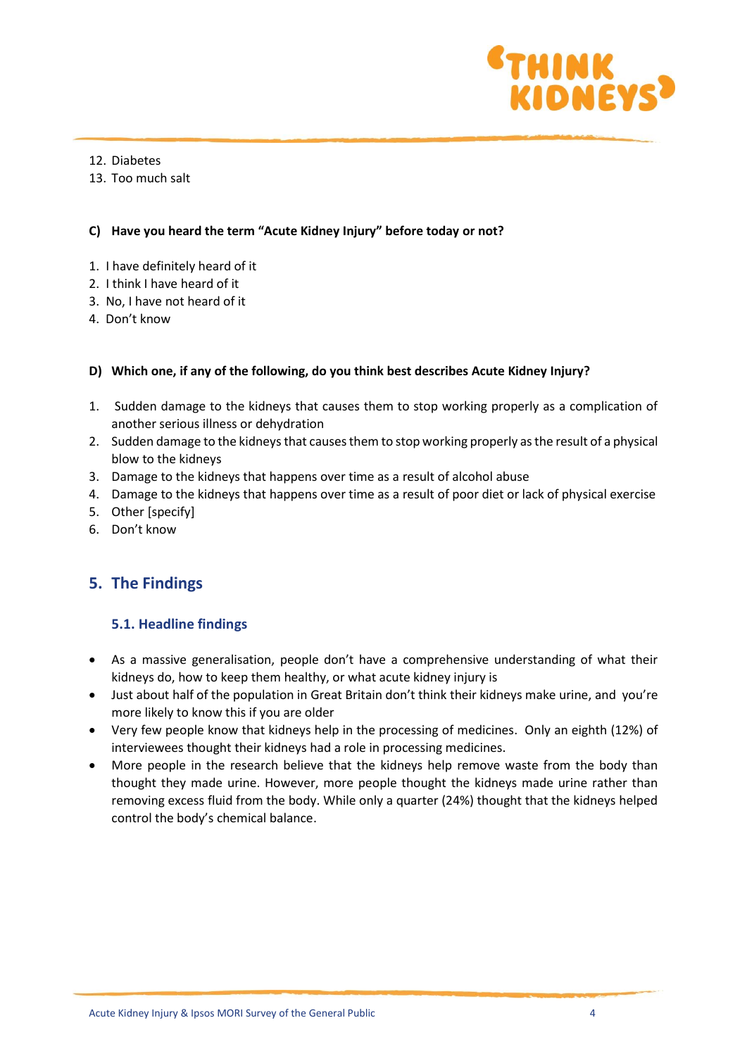12. Diabetes
13. Too much salt

**C) Have you heard the term "Acute Kidney Injury" before today or not?**

1. I have definitely heard of it
2. I think I have heard of it
3. No, I have not heard of it
4. Don't know

**D) Which one, if any of the following, do you think best describes Acute Kidney Injury?**

1. Sudden damage to the kidneys that causes them to stop working properly as a complication of another serious illness or dehydration
2. Sudden damage to the kidneys that causes them to stop working properly as the result of a physical blow to the kidneys
3. Damage to the kidneys that happens over time as a result of alcohol abuse
4. Damage to the kidneys that happens over time as a result of poor diet or lack of physical exercise
5. Other [specify]
6. Don't know

## 5. The Findings

### 5.1. Headline findings

- As a massive generalisation, people don't have a comprehensive understanding of what their kidneys do, how to keep them healthy, or what acute kidney injury is
- Just about half of the population in Great Britain don't think their kidneys make urine, and you're more likely to know this if you are older
- Very few people know that kidneys help in the processing of medicines. Only an eighth (12%) of interviewees thought their kidneys had a role in processing medicines.
- More people in the research believe that the kidneys help remove waste from the body than thought they made urine. However, more people thought the kidneys made urine rather than removing excess fluid from the body. While only a quarter (24%) thought that the kidneys helped control the body's chemical balance.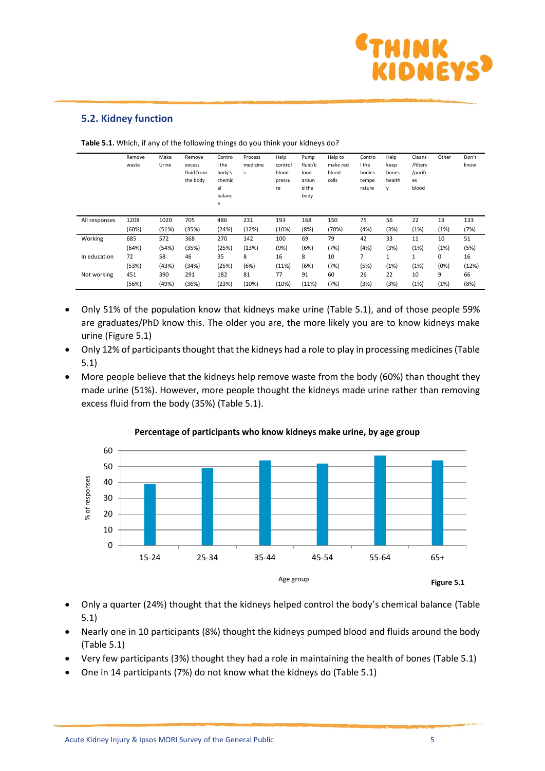## 5.2. Kidney function

**Table 5.1.** Which, if any of the following things do you think your kidneys do?

| | Remove waste | Make Urine | Remove excess fluid from the body | Control the body's chemical balance | Process medicines | Help control blood pressure | Pump fluid/blood around the body | Help to make red blood cells | Control the bodies temperature | Help keep bones healthy | Cleans/filters/purifies blood | Other | Don't know |
|---|---|---|---|---|---|---|---|---|---|---|---|---|---|
| All responses | 1208 (60%) | 1020 (51%) | 705 (35%) | 486 (24%) | 231 (12%) | 193 (10%) | 168 (8%) | 150 (70%) | 75 (4%) | 56 (3%) | 22 (1%) | 19 (1%) | 133 (7%) |
| Working | 685 (64%) | 572 (54%) | 368 (35%) | 270 (25%) | 142 (13%) | 100 (9%) | 69 (6%) | 79 (7%) | 42 (4%) | 33 (3%) | 11 (1%) | 10 (1%) | 51 (5%) |
| In education | 72 (53%) | 58 (43%) | 46 (34%) | 35 (25%) | 8 (6%) | 16 (11%) | 8 (6%) | 10 (7%) | 7 (5%) | 1 (1%) | 1 (1%) | 0 (0%) | 16 (12%) |
| Not working | 451 (56%) | 390 (49%) | 291 (36%) | 182 (23%) | 81 (10%) | 77 (10%) | 91 (11%) | 60 (7%) | 26 (3%) | 22 (3%) | 10 (1%) | 9 (1%) | 66 (8%) |

- Only 51% of the population know that kidneys make urine (Table 5.1), and of those people 59% are graduates/PhD know this. The older you are, the more likely you are to know kidneys make urine (Figure 5.1)
- Only 12% of participants thought that the kidneys had a role to play in processing medicines (Table 5.1)
- More people believe that the kidneys help remove waste from the body (60%) than thought they made urine (51%). However, more people thought the kidneys made urine rather than removing excess fluid from the body (35%) (Table 5.1).

**Percentage of participants who know kidneys make urine, by age group**

| Age group | % of responses |
|---|---|
| 15-24 | 39 |
| 25-34 | 49 |
| 35-44 | 54 |
| 45-54 | 52 |
| 55-64 | 57 |
| 65+ | 54 |

**Figure 5.1**

- Only a quarter (24%) thought that the kidneys helped control the body's chemical balance (Table 5.1)
- Nearly one in 10 participants (8%) thought the kidneys pumped blood and fluids around the body (Table 5.1)
- Very few participants (3%) thought they had a role in maintaining the health of bones (Table 5.1)
- One in 14 participants (7%) do not know what the kidneys do (Table 5.1)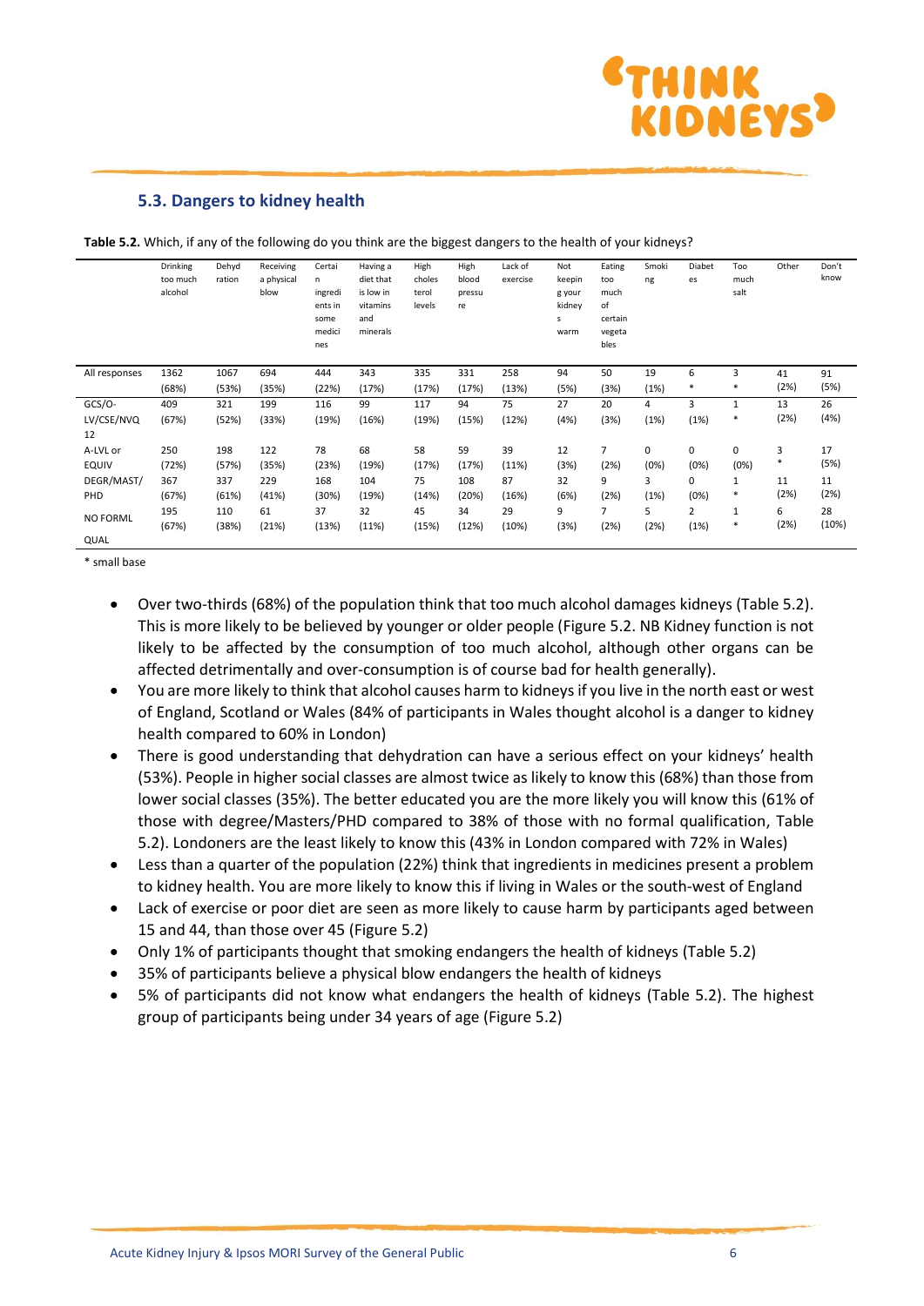### 5.3. Dangers to kidney health

**Table 5.2.** Which, if any of the following do you think are the biggest dangers to the health of your kidneys?

| | Drinking too much alcohol | Dehydration | Receiving a physical blow | Certain ingredients in some medicines | Having a diet that is low in vitamins and minerals | High cholesterol levels | High blood pressure | Lack of exercise | Not keeping your kidneys warm | Eating too much of certain vegetables | Smoking | Diabetes | Too much salt | Other | Don't know |
|---|---|---|---|---|---|---|---|---|---|---|---|---|---|---|---|
| All responses | 1362 (68%) | 1067 (53%) | 694 (35%) | 444 (22%) | 343 (17%) | 335 (17%) | 331 (17%) | 258 (13%) | 94 (5%) | 50 (3%) | 19 (1%) | 6 * | 3 * | 41 (2%) | 91 (5%) |
| GCS/O-LV/CSE/NVQ 12 | 409 (67%) | 321 (52%) | 199 (33%) | 116 (19%) | 99 (16%) | 117 (19%) | 94 (15%) | 75 (12%) | 27 (4%) | 20 (3%) | 4 (1%) | 3 (1%) | 1 * | 13 (2%) | 26 (4%) |
| A-LVL or EQUIV | 250 (72%) | 198 (57%) | 122 (35%) | 78 (23%) | 68 (19%) | 58 (17%) | 59 (17%) | 39 (11%) | 12 (3%) | 7 (2%) | 0 (0%) | 0 (0%) | 0 (0%) | 3 * | 17 (5%) |
| DEGR/MAST/PHD | 367 (67%) | 337 (61%) | 229 (41%) | 168 (30%) | 104 (19%) | 75 (14%) | 108 (20%) | 87 (16%) | 32 (6%) | 9 (2%) | 3 (1%) | 0 (0%) | 1 * | 11 (2%) | 11 (2%) |
| NO FORML QUAL | 195 (67%) | 110 (38%) | 61 (21%) | 37 (13%) | 32 (11%) | 45 (15%) | 34 (12%) | 29 (10%) | 9 (3%) | 7 (2%) | 5 (2%) | 2 (1%) | 1 * | 6 (2%) | 28 (10%) |

* small base

- Over two-thirds (68%) of the population think that too much alcohol damages kidneys (Table 5.2). This is more likely to be believed by younger or older people (Figure 5.2. NB Kidney function is not likely to be affected by the consumption of too much alcohol, although other organs can be affected detrimentally and over-consumption is of course bad for health generally).
- You are more likely to think that alcohol causes harm to kidneys if you live in the north east or west of England, Scotland or Wales (84% of participants in Wales thought alcohol is a danger to kidney health compared to 60% in London)
- There is good understanding that dehydration can have a serious effect on your kidneys' health (53%). People in higher social classes are almost twice as likely to know this (68%) than those from lower social classes (35%). The better educated you are the more likely you will know this (61% of those with degree/Masters/PHD compared to 38% of those with no formal qualification, Table 5.2). Londoners are the least likely to know this (43% in London compared with 72% in Wales)
- Less than a quarter of the population (22%) think that ingredients in medicines present a problem to kidney health. You are more likely to know this if living in Wales or the south-west of England
- Lack of exercise or poor diet are seen as more likely to cause harm by participants aged between 15 and 44, than those over 45 (Figure 5.2)
- Only 1% of participants thought that smoking endangers the health of kidneys (Table 5.2)
- 35% of participants believe a physical blow endangers the health of kidneys
- 5% of participants did not know what endangers the health of kidneys (Table 5.2). The highest group of participants being under 34 years of age (Figure 5.2)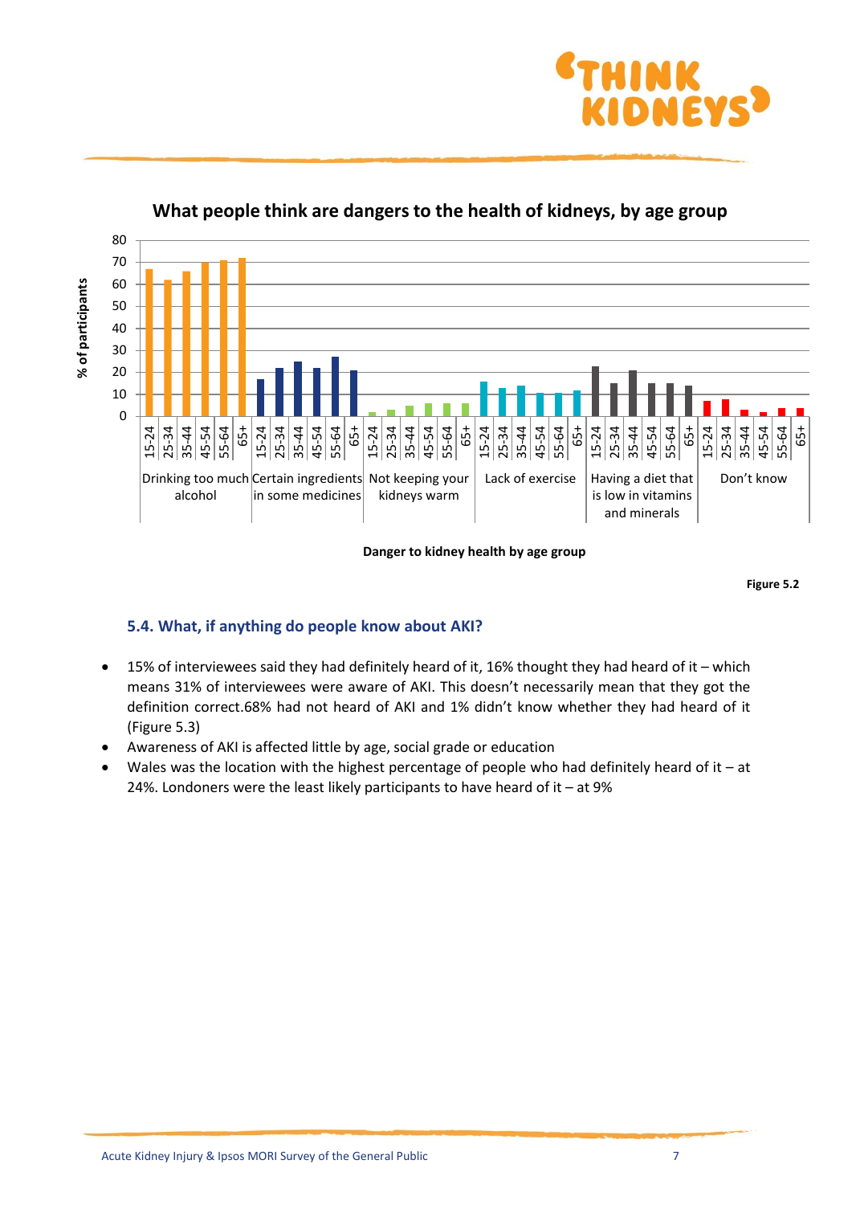What people think are dangers to the health of kidneys, by age group

| Danger to kidney health | 15-24 | 25-34 | 35-44 | 45-54 | 55-64 | 65+ |
|---|---|---|---|---|---|---|
| Drinking too much alcohol | 67 | 62 | 66 | 70 | 71 | 72 |
| Certain ingredients in some medicines | 17 | 22 | 25 | 22 | 27 | 21 |
| Not keeping your kidneys warm | 2 | 3 | 5 | 6 | 6 | 6 |
| Lack of exercise | 16 | 13 | 14 | 11 | 11 | 12 |
| Having a diet that is low in vitamins and minerals | 23 | 15 | 21 | 15 | 15 | 14 |
| Don't know | 7 | 8 | 3 | 2 | 4 | 4 |

% of participants

Danger to kidney health by age group

Figure 5.2

### 5.4. What, if anything do people know about AKI?

- 15% of interviewees said they had definitely heard of it, 16% thought they had heard of it – which means 31% of interviewees were aware of AKI. This doesn't necessarily mean that they got the definition correct.68% had not heard of AKI and 1% didn't know whether they had heard of it (Figure 5.3)
- Awareness of AKI is affected little by age, social grade or education
- Wales was the location with the highest percentage of people who had definitely heard of it – at 24%. Londoners were the least likely participants to have heard of it – at 9%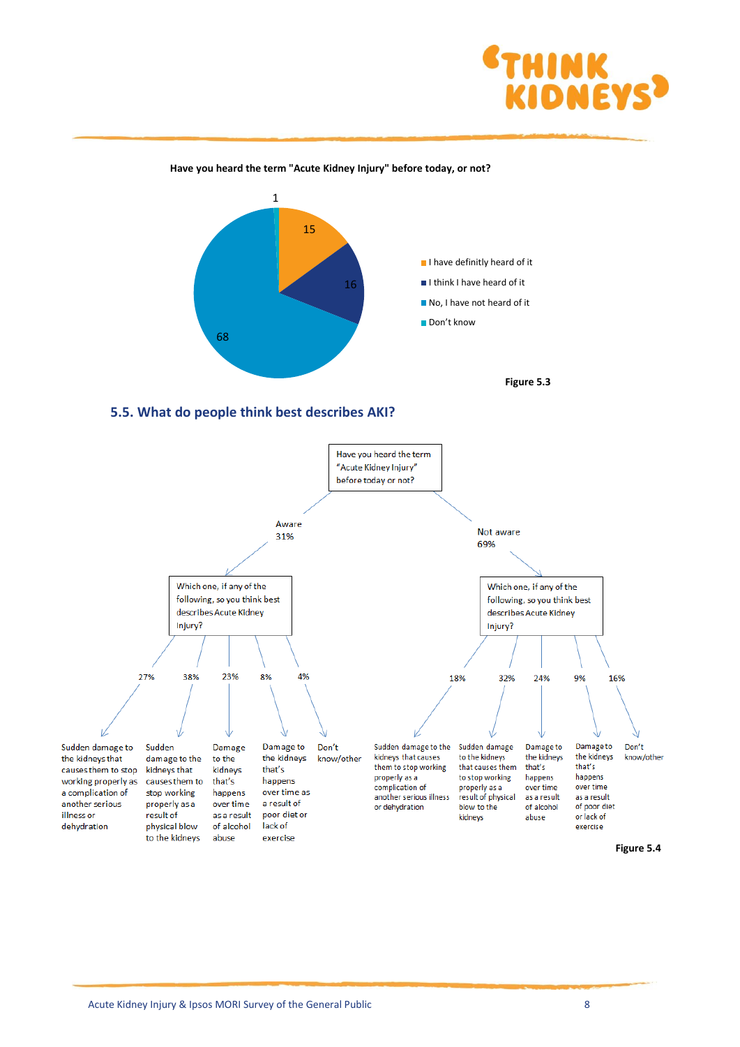**Have you heard the term "Acute Kidney Injury" before today, or not?**

| Response | Value |
|---|---|
| I have definitly heard of it | 15 |
| I think I have heard of it | 16 |
| No, I have not heard of it | 68 |
| Don't know | 1 |

Figure 5.3

## 5.5. What do people think best describes AKI?

Have you heard the term "Acute Kidney Injury" before today or not?

- Aware 31%
- Not aware 69%

Which one, if any of the following, so you think best describes Acute Kidney Injury?

| Response | Aware | Not aware |
|---|---|---|
| Sudden damage to the kidneys that causes them to stop working properly as a complication of another serious illness or dehydration | 27% | 18% |
| Sudden damage to the kidneys that causes them to stop working properly as a result of physical blow to the kidneys | 38% | 32% |
| Damage to the kidneys that's happens over time as a result of alcohol abuse | 23% | 24% |
| Damage to the kidneys that's happens over time as a result of poor diet or lack of exercise | 8% | 9% |
| Don't know/other | 4% | 16% |

Figure 5.4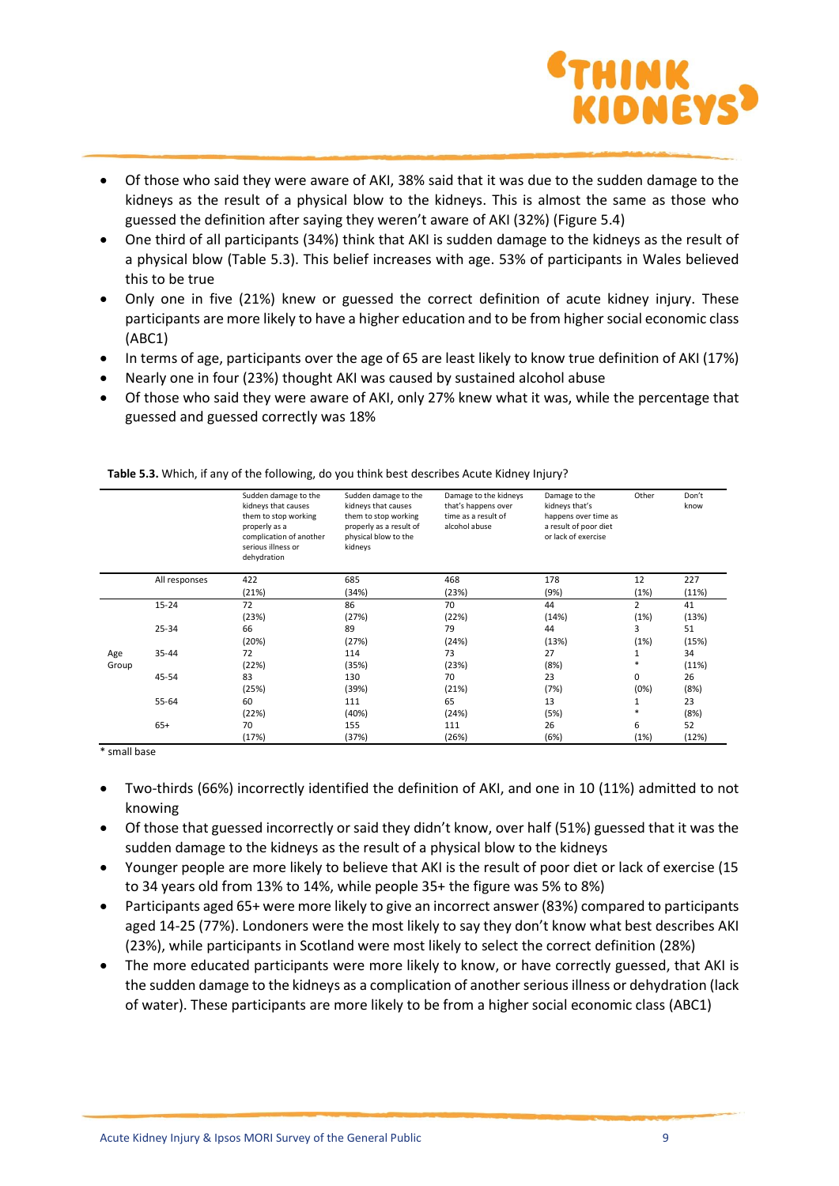- Of those who said they were aware of AKI, 38% said that it was due to the sudden damage to the kidneys as the result of a physical blow to the kidneys. This is almost the same as those who guessed the definition after saying they weren't aware of AKI (32%) (Figure 5.4)
- One third of all participants (34%) think that AKI is sudden damage to the kidneys as the result of a physical blow (Table 5.3). This belief increases with age. 53% of participants in Wales believed this to be true
- Only one in five (21%) knew or guessed the correct definition of acute kidney injury. These participants are more likely to have a higher education and to be from higher social economic class (ABC1)
- In terms of age, participants over the age of 65 are least likely to know true definition of AKI (17%)
- Nearly one in four (23%) thought AKI was caused by sustained alcohol abuse
- Of those who said they were aware of AKI, only 27% knew what it was, while the percentage that guessed and guessed correctly was 18%

**Table 5.3.** Which, if any of the following, do you think best describes Acute Kidney Injury?

| | | Sudden damage to the kidneys that causes them to stop working properly as a complication of another serious illness or dehydration | Sudden damage to the kidneys that causes them to stop working properly as a result of a physical blow to the kidneys | Damage to the kidneys that's happens over time as a result of alcohol abuse | Damage to the kidneys that's happens over time as a result of poor diet or lack of exercise | Other | Don't know |
|---|---|---|---|---|---|---|---|
| | All responses | 422 (21%) | 685 (34%) | 468 (23%) | 178 (9%) | 12 (1%) | 227 (11%) |
| Age Group | 15-24 | 72 (23%) | 86 (27%) | 70 (22%) | 44 (14%) | 2 (1%) | 41 (13%) |
| | 25-34 | 66 (20%) | 89 (27%) | 79 (24%) | 44 (13%) | 3 (1%) | 51 (15%) |
| | 35-44 | 72 (22%) | 114 (35%) | 73 (23%) | 27 (8%) | 1 * | 34 (11%) |
| | 45-54 | 83 (25%) | 130 (39%) | 70 (21%) | 23 (7%) | 0 (0%) | 26 (8%) |
| | 55-64 | 60 (22%) | 111 (40%) | 65 (24%) | 13 (5%) | 1 * | 23 (8%) |
| | 65+ | 70 (17%) | 155 (37%) | 111 (26%) | 26 (6%) | 6 (1%) | 52 (12%) |

\* small base

- Two-thirds (66%) incorrectly identified the definition of AKI, and one in 10 (11%) admitted to not knowing
- Of those that guessed incorrectly or said they didn't know, over half (51%) guessed that it was the sudden damage to the kidneys as the result of a physical blow to the kidneys
- Younger people are more likely to believe that AKI is the result of poor diet or lack of exercise (15 to 34 years old from 13% to 14%, while people 35+ the figure was 5% to 8%)
- Participants aged 65+ were more likely to give an incorrect answer (83%) compared to participants aged 14-25 (77%). Londoners were the most likely to say they don't know what best describes AKI (23%), while participants in Scotland were most likely to select the correct definition (28%)
- The more educated participants were more likely to know, or have correctly guessed, that AKI is the sudden damage to the kidneys as a complication of another serious illness or dehydration (lack of water). These participants are more likely to be from a higher social economic class (ABC1)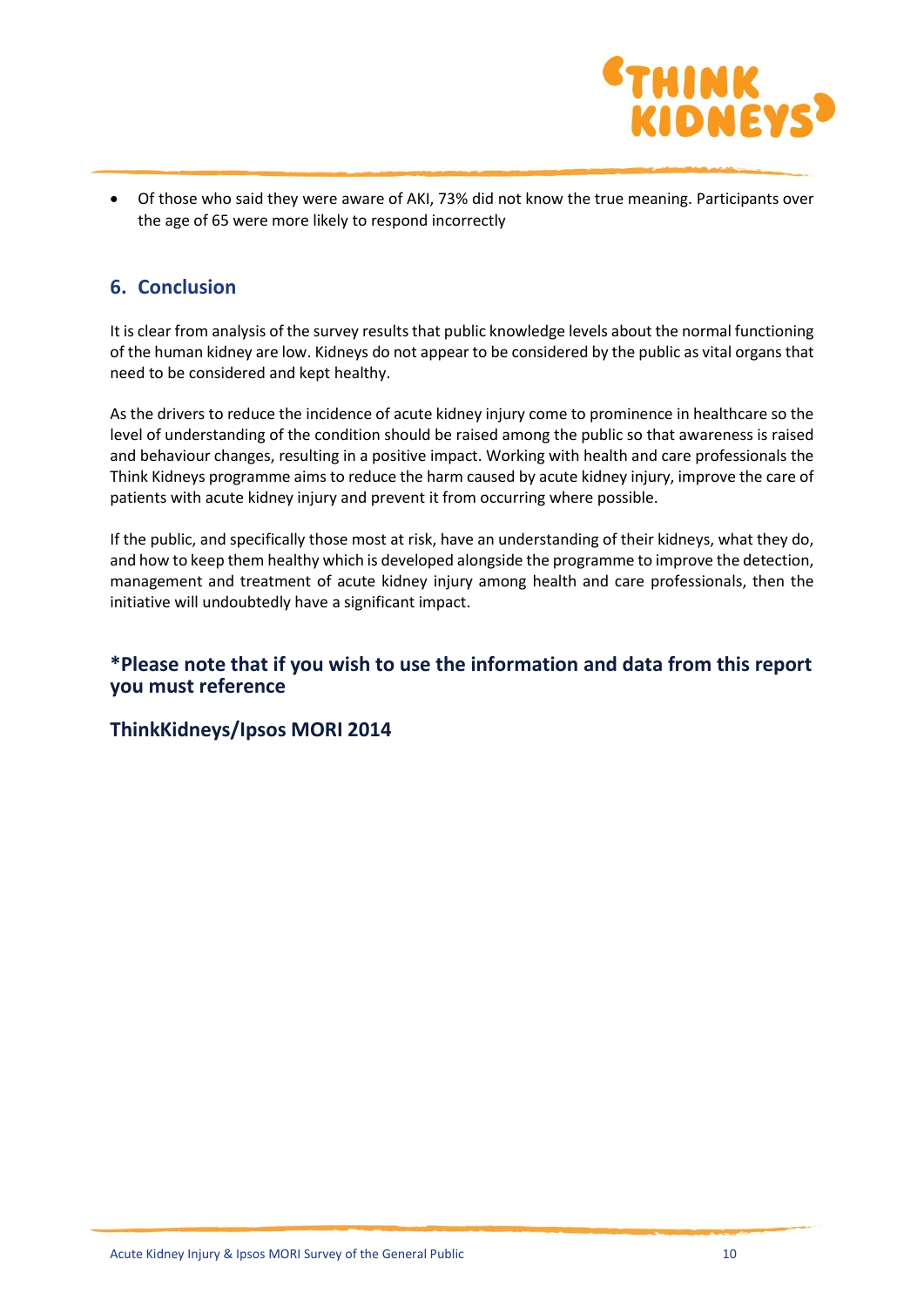- Of those who said they were aware of AKI, 73% did not know the true meaning. Participants over the age of 65 were more likely to respond incorrectly

## 6. Conclusion

It is clear from analysis of the survey results that public knowledge levels about the normal functioning of the human kidney are low. Kidneys do not appear to be considered by the public as vital organs that need to be considered and kept healthy.

As the drivers to reduce the incidence of acute kidney injury come to prominence in healthcare so the level of understanding of the condition should be raised among the public so that awareness is raised and behaviour changes, resulting in a positive impact. Working with health and care professionals the Think Kidneys programme aims to reduce the harm caused by acute kidney injury, improve the care of patients with acute kidney injury and prevent it from occurring where possible.

If the public, and specifically those most at risk, have an understanding of their kidneys, what they do, and how to keep them healthy which is developed alongside the programme to improve the detection, management and treatment of acute kidney injury among health and care professionals, then the initiative will undoubtedly have a significant impact.

### *Please note that if you wish to use the information and data from this report you must reference

### ThinkKidneys/Ipsos MORI 2014